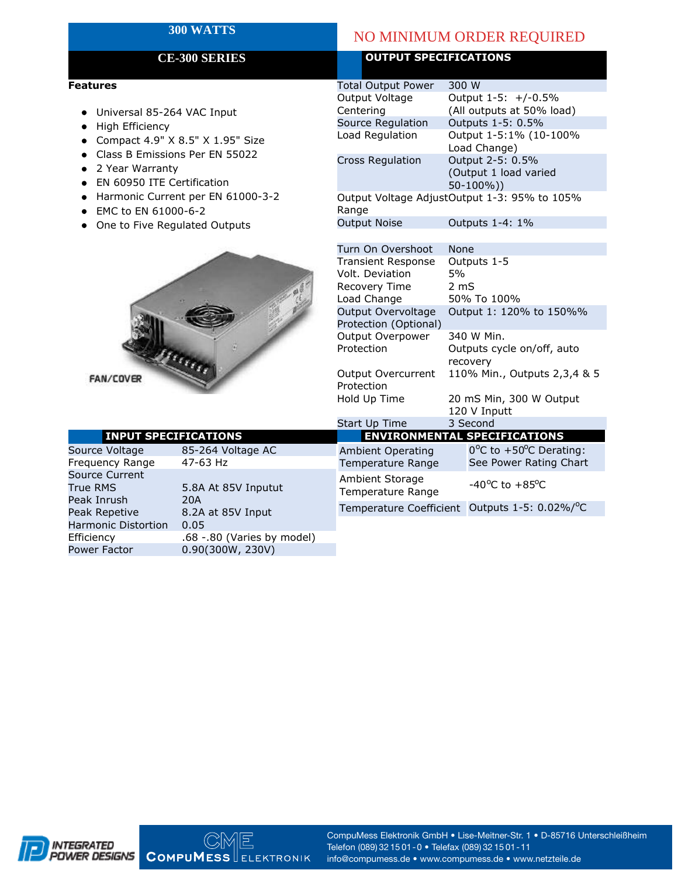# 300 WATTS

## CE-300 SERIES

NO MINIMUM ORDER REQUIRED

### Features

- Universal 85-264 VAC Input
- High Efficiency
- Compact 4.9" X 8.5" X 1.95" Size
- Class B Emissions Per EN 55022
- 2 Year Warranty
- EN 60950 ITE Certification
- Harmonic Current per EN 61000-3-2
- EMC to EN 61000-6-2
- One to Five Regulated Outputs

FAN/COVER

### OUTPUT SPECIFICATIONS

| | |
|---|---|
| Total Output Power | 300 W |
| Output Voltage Centering | Output 1-5: +/-0.5% (All outputs at 50% load) |
| Source Regulation | Outputs 1-5: 0.5% |
| Load Regulation | Output 1-5:1% (10-100% Load Change) |
| Cross Regulation | Output 2-5: 0.5% (Output 1 load varied 50-100%)) |
| Output Voltage Adjust Range | Output 1-3: 95% to 105% |
| Output Noise | Outputs 1-4: 1% |
| Turn On Overshoot | None |
| Transient Response | Outputs 1-5 |
| Volt. Deviation | 5% |
| Recovery Time | 2 mS |
| Load Change | 50% To 100% |
| Output Overvoltage Protection (Optional) | Output 1: 120% to 150%% |
| Output Overpower Protection | 340 W Min. Outputs cycle on/off, auto recovery |
| Output Overcurrent Protection | 110% Min., Outputs 2,3,4 & 5 |
| Hold Up Time | 20 mS Min, 300 W Output 120 V Inputt |
| Start Up Time | 3 Second |

### INPUT SPECIFICATIONS

| | |
|---|---|
| Source Voltage | 85-264 Voltage AC |
| Frequency Range | 47-63 Hz |
| Source Current | |
| True RMS | 5.8A At 85V Inputut |
| Peak Inrush | 20A |
| Peak Repetive | 8.2A at 85V Input |
| Harmonic Distortion | 0.05 |
| Efficiency | .68 -.80 (Varies by model) |
| Power Factor | 0.90(300W, 230V) |

### ENVIRONMENTAL SPECIFICATIONS

| | |
|---|---|
| Ambient Operating Temperature Range | 0°C to +50°C Derating: See Power Rating Chart |
| Ambient Storage Temperature Range | -40°C to +85°C |
| Temperature Coefficient | Outputs 1-5: 0.02%/°C |

INTEGRATED POWER DESIGNS

CompuMess Elektronik

CompuMess Elektronik GmbH • Lise-Meitner-Str. 1 • D-85716 Unterschleißheim
Telefon (089) 32 15 01 - 0 • Telefax (089) 32 15 01 - 11
info@compumess.de • www.compumess.de • www.netzteile.de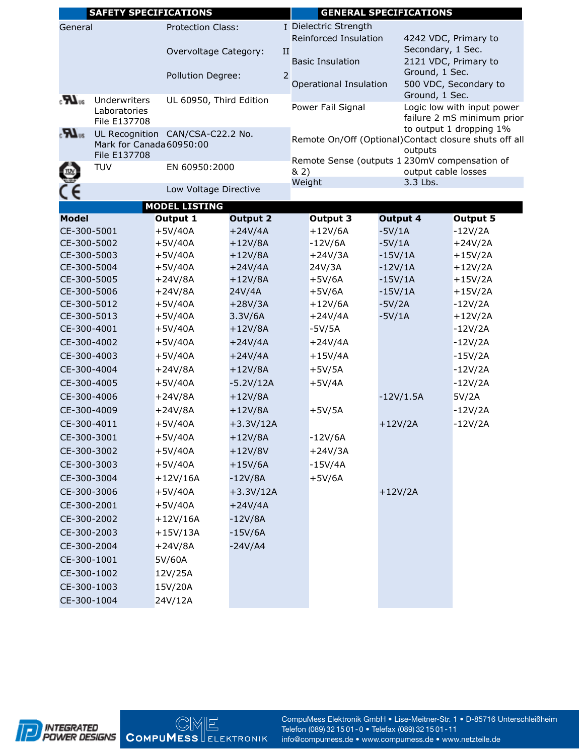## SAFETY SPECIFICATIONS

| | | | |
|---|---|---|---|
| General | | Protection Class: | I |
| | | Overvoltage Category: | II |
| | | Pollution Degree: | 2 |
| cULus | Underwriters Laboratories File E137708 | UL 60950, Third Edition | |
| cULus | UL Recognition Mark for Canada File E137708 | CAN/CSA-C22.2 No. 60950:00 | |
| TÜV | TUV | EN 60950:2000 | |
| CE | | Low Voltage Directive | |

## GENERAL SPECIFICATIONS

| | |
|---|---|
| Dielectric Strength | |
| Reinforced Insulation | 4242 VDC, Primary to Secondary, 1 Sec. |
| Basic Insulation | 2121 VDC, Primary to Ground, 1 Sec. |
| Operational Insulation | 500 VDC, Secondary to Ground, 1 Sec. |
| Power Fail Signal | Logic low with input power failure 2 mS minimum prior to output 1 dropping 1% |
| Remote On/Off (Optional) | Contact closure shuts off all outputs |
| Remote Sense (outputs 1 & 2) | 230mV compensation of output cable losses |
| Weight | 3.3 Lbs. |

## MODEL LISTING

| Model | Output 1 | Output 2 | Output 3 | Output 4 | Output 5 |
|---|---|---|---|---|---|
| CE-300-5001 | +5V/40A | +24V/4A | +12V/6A | -5V/1A | -12V/2A |
| CE-300-5002 | +5V/40A | +12V/8A | -12V/6A | -5V/1A | +24V/2A |
| CE-300-5003 | +5V/40A | +12V/8A | +24V/3A | -15V/1A | +15V/2A |
| CE-300-5004 | +5V/40A | +24V/4A | 24V/3A | -12V/1A | +12V/2A |
| CE-300-5005 | +24V/8A | +12V/8A | +5V/6A | -15V/1A | +15V/2A |
| CE-300-5006 | +24V/8A | 24V/4A | +5V/6A | -15V/1A | +15V/2A |
| CE-300-5012 | +5V/40A | +28V/3A | +12V/6A | -5V/2A | -12V/2A |
| CE-300-5013 | +5V/40A | 3.3V/6A | +24V/4A | -5V/1A | +12V/2A |
| CE-300-4001 | +5V/40A | +12V/8A | -5V/5A | | -12V/2A |
| CE-300-4002 | +5V/40A | +24V/4A | +24V/4A | | -12V/2A |
| CE-300-4003 | +5V/40A | +24V/4A | +15V/4A | | -15V/2A |
| CE-300-4004 | +24V/8A | +12V/8A | +5V/5A | | -12V/2A |
| CE-300-4005 | +5V/40A | -5.2V/12A | +5V/4A | | -12V/2A |
| CE-300-4006 | +24V/8A | +12V/8A | | -12V/1.5A | 5V/2A |
| CE-300-4009 | +24V/8A | +12V/8A | +5V/5A | | -12V/2A |
| CE-300-4011 | +5V/40A | +3.3V/12A | | +12V/2A | -12V/2A |
| CE-300-3001 | +5V/40A | +12V/8A | -12V/6A | | |
| CE-300-3002 | +5V/40A | +12V/8V | +24V/3A | | |
| CE-300-3003 | +5V/40A | +15V/6A | -15V/4A | | |
| CE-300-3004 | +12V/16A | -12V/8A | +5V/6A | | |
| CE-300-3006 | +5V/40A | +3.3V/12A | | +12V/2A | |
| CE-300-2001 | +5V/40A | +24V/4A | | | |
| CE-300-2002 | +12V/16A | -12V/8A | | | |
| CE-300-2003 | +15V/13A | -15V/6A | | | |
| CE-300-2004 | +24V/8A | -24V/A4 | | | |
| CE-300-1001 | 5V/60A | | | | |
| CE-300-1002 | 12V/25A | | | | |
| CE-300-1003 | 15V/20A | | | | |
| CE-300-1004 | 24V/12A | | | | |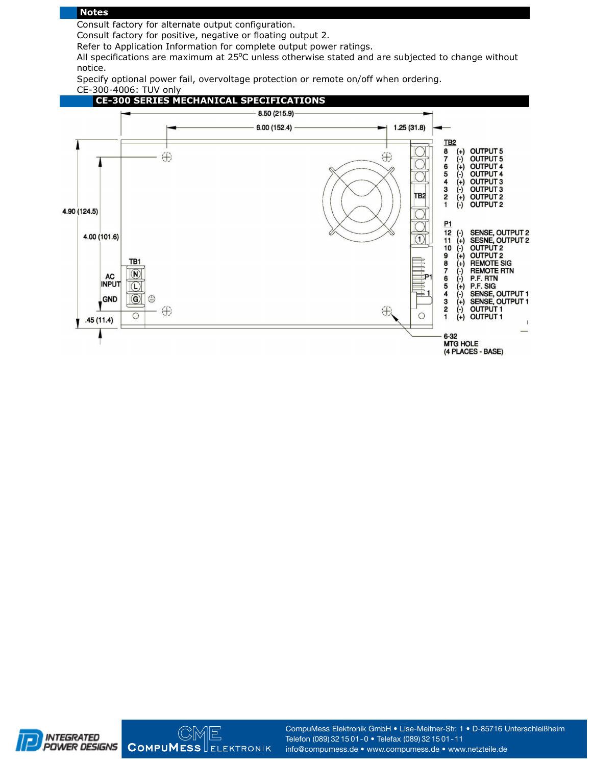## Notes

Consult factory for alternate output configuration.
Consult factory for positive, negative or floating output 2.
Refer to Application Information for complete output power ratings.
All specifications are maximum at 25$^{o}$C unless otherwise stated and are subjected to change without notice.
Specify optional power fail, overvoltage protection or remote on/off when ordering.
CE-300-4006: TUV only

## CE-300 SERIES MECHANICAL SPECIFICATIONS

8.50 (215.9)
6.00 (152.4)
1.25 (31.8)
4.90 (124.5)
4.00 (101.6)
.45 (11.4)

AC INPUT
GND
TB1
N
L
G

TB2

| Pin | Polarity | Function |
|---|---|---|
| 8 | (+) | OUTPUT 5 |
| 7 | (-) | OUTPUT 5 |
| 6 | (+) | OUTPUT 4 |
| 5 | (-) | OUTPUT 4 |
| 4 | (+) | OUTPUT 3 |
| 3 | (-) | OUTPUT 3 |
| 2 | (+) | OUTPUT 2 |
| 1 | (-) | OUTPUT 2 |

P1

| Pin | Polarity | Function |
|---|---|---|
| 12 | (-) | SENSE, OUTPUT 2 |
| 11 | (+) | SESNE, OUTPUT 2 |
| 10 | (-) | OUTPUT 2 |
| 9 | (+) | OUTPUT 2 |
| 8 | (+) | REMOTE SIG |
| 7 | (-) | REMOTE RTN |
| 6 | (-) | P.F. RTN |
| 5 | (+) | P.F. SIG |
| 4 | (-) | SENSE, OUTPUT 1 |
| 3 | (+) | SENSE, OUTPUT 1 |
| 2 | (-) | OUTPUT 1 |
| 1 | (+) | OUTPUT 1 |

6-32 MTG HOLE (4 PLACES - BASE)

INTEGRATED POWER DESIGNS

CompuMess Elektronik

CompuMess Elektronik GmbH • Lise-Meitner-Str. 1 • D-85716 Unterschleißheim
Telefon (089) 32 15 01 - 0 • Telefax (089) 32 15 01 - 11
info@compumess.de • www.compumess.de • www.netzteile.de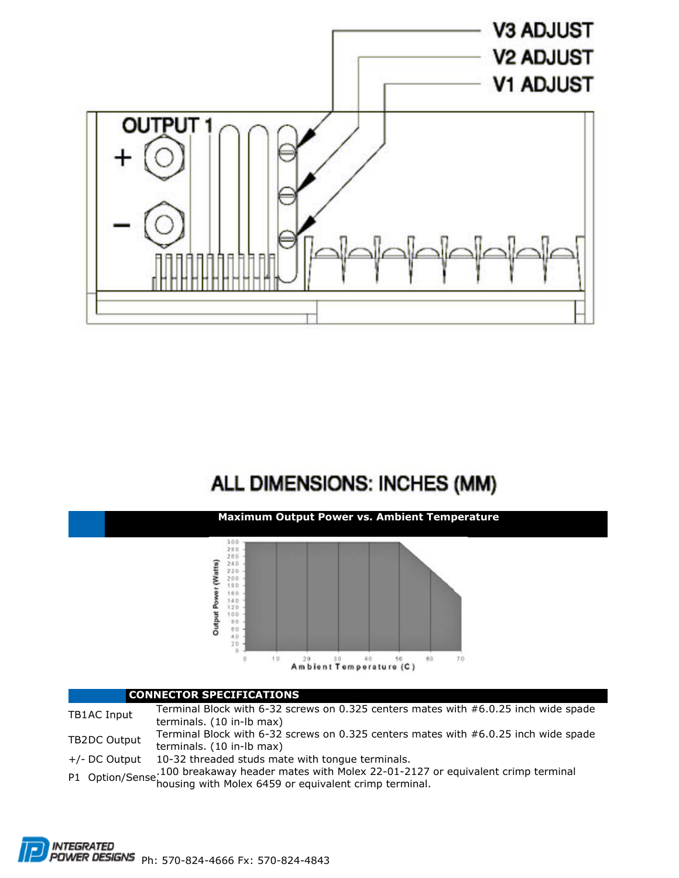V3 ADJUST

V2 ADJUST

V1 ADJUST

OUTPUT 1

+

−

ALL DIMENSIONS: INCHES (MM)

## Maximum Output Power vs. Ambient Temperature

## CONNECTOR SPECIFICATIONS

| | |
|---|---|
| TB1AC Input | Terminal Block with 6-32 screws on 0.325 centers mates with #6.0.25 inch wide spade terminals. (10 in-lb max) |
| TB2DC Output | Terminal Block with 6-32 screws on 0.325 centers mates with #6.0.25 inch wide spade terminals. (10 in-lb max) |
| +/- DC Output | 10-32 threaded studs mate with tongue terminals. |
| P1 Option/Sense | .100 breakaway header mates with Molex 22-01-2127 or equivalent crimp terminal housing with Molex 6459 or equivalent crimp terminal. |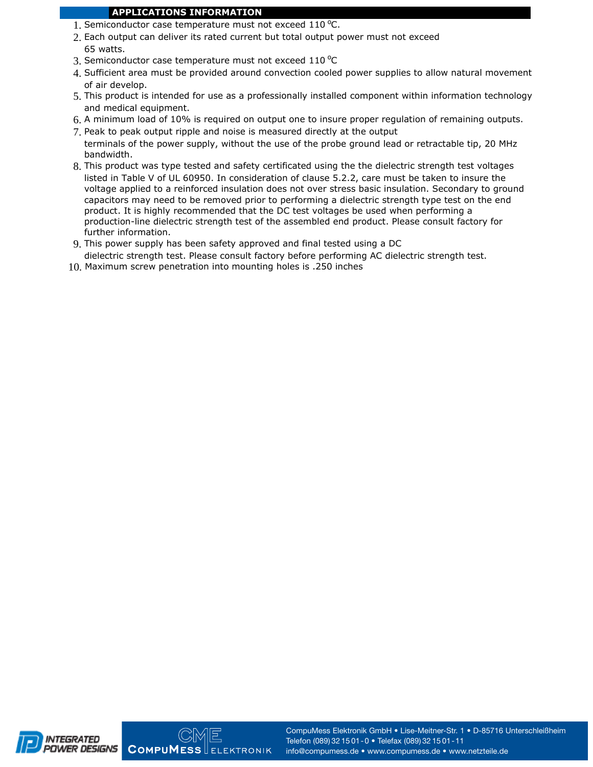## APPLICATIONS INFORMATION

1. Semiconductor case temperature must not exceed 110 °C.
2. Each output can deliver its rated current but total output power must not exceed 65 watts.
3. Semiconductor case temperature must not exceed 110 °C
4. Sufficient area must be provided around convection cooled power supplies to allow natural movement of air develop.
5. This product is intended for use as a professionally installed component within information technology and medical equipment.
6. A minimum load of 10% is required on output one to insure proper regulation of remaining outputs.
7. Peak to peak output ripple and noise is measured directly at the output terminals of the power supply, without the use of the probe ground lead or retractable tip, 20 MHz bandwidth.
8. This product was type tested and safety certificated using the the dielectric strength test voltages listed in Table V of UL 60950. In consideration of clause 5.2.2, care must be taken to insure the voltage applied to a reinforced insulation does not over stress basic insulation. Secondary to ground capacitors may need to be removed prior to performing a dielectric strength type test on the end product. It is highly recommended that the DC test voltages be used when performing a production-line dielectric strength test of the assembled end product. Please consult factory for further information.
9. This power supply has been safety approved and final tested using a DC dielectric strength test. Please consult factory before performing AC dielectric strength test.
10. Maximum screw penetration into mounting holes is .250 inches